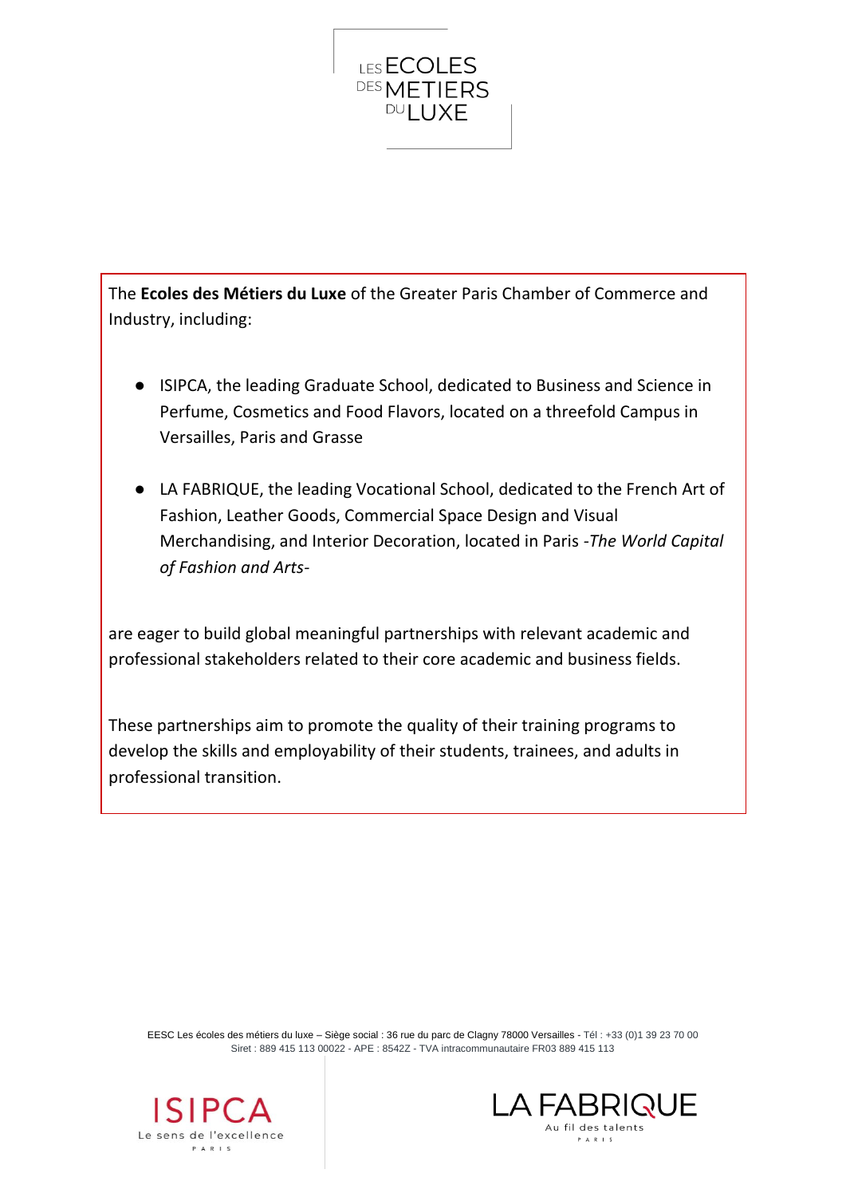LES ECOLES DES METIERS DU LUXE

The **Ecoles des Métiers du Luxe** of the Greater Paris Chamber of Commerce and Industry, including:

- ISIPCA, the leading Graduate School, dedicated to Business and Science in Perfume, Cosmetics and Food Flavors, located on a threefold Campus in Versailles, Paris and Grasse
- LA FABRIQUE, the leading Vocational School, dedicated to the French Art of Fashion, Leather Goods, Commercial Space Design and Visual Merchandising, and Interior Decoration, located in Paris -*The World Capital of Fashion and Arts*-

are eager to build global meaningful partnerships with relevant academic and professional stakeholders related to their core academic and business fields.

These partnerships aim to promote the quality of their training programs to develop the skills and employability of their students, trainees, and adults in professional transition.

EESC Les écoles des métiers du luxe – Siège social : 36 rue du parc de Clagny 78000 Versailles - Tél : +33 (0)1 39 23 70 00
Siret : 889 415 113 00022 - APE : 8542Z - TVA intracommunautaire FR03 889 415 113

ISIPCA – Le sens de l'excellence – PARIS

LA FABRIQUE – Au fil des talents – PARIS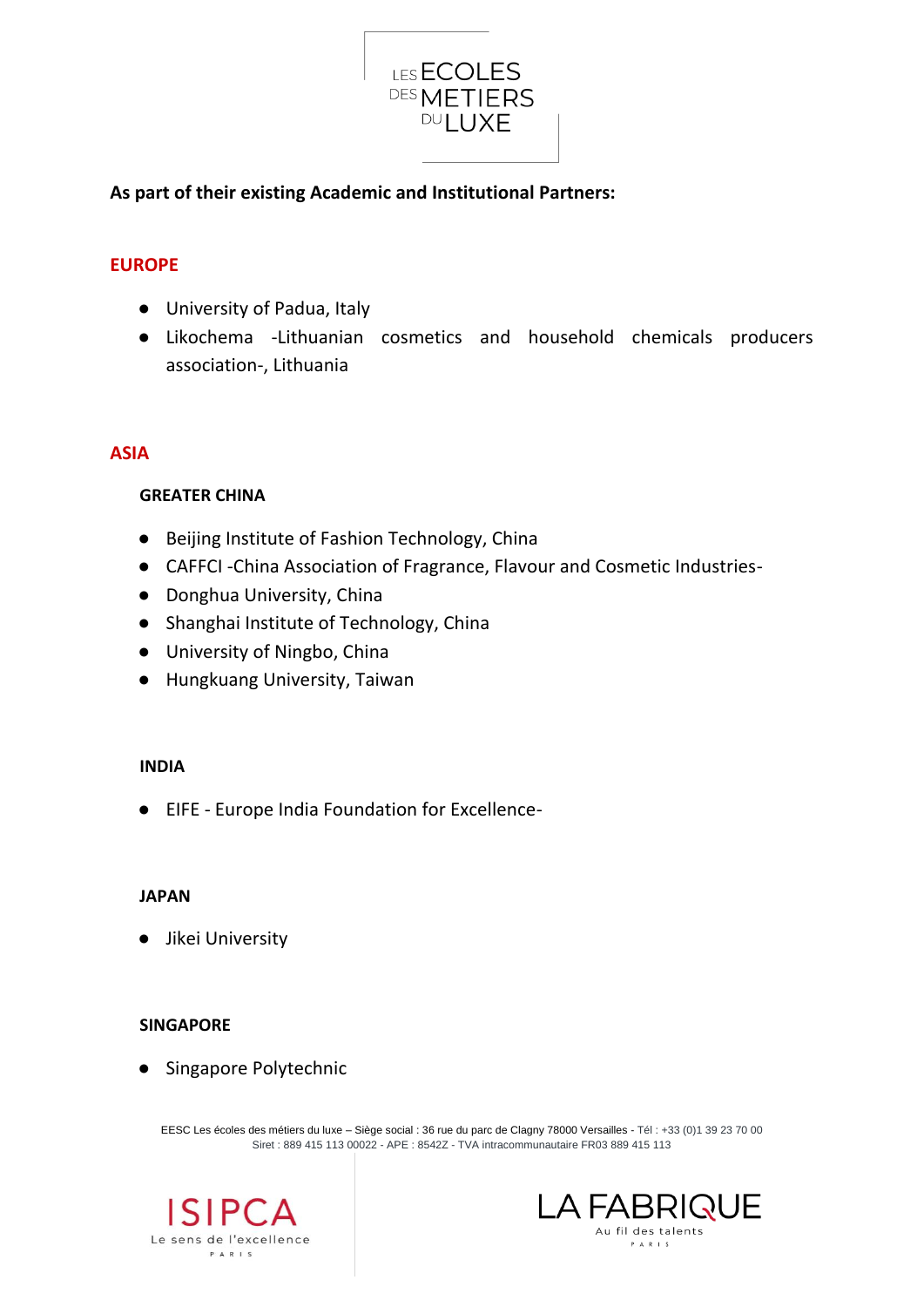**As part of their existing Academic and Institutional Partners:**

## EUROPE

- University of Padua, Italy
- Likochema -Lithuanian cosmetics and household chemicals producers association-, Lithuania

## ASIA

### GREATER CHINA

- Beijing Institute of Fashion Technology, China
- CAFFCI -China Association of Fragrance, Flavour and Cosmetic Industries-
- Donghua University, China
- Shanghai Institute of Technology, China
- University of Ningbo, China
- Hungkuang University, Taiwan

### INDIA

- EIFE - Europe India Foundation for Excellence-

### JAPAN

- Jikei University

### SINGAPORE

- Singapore Polytechnic